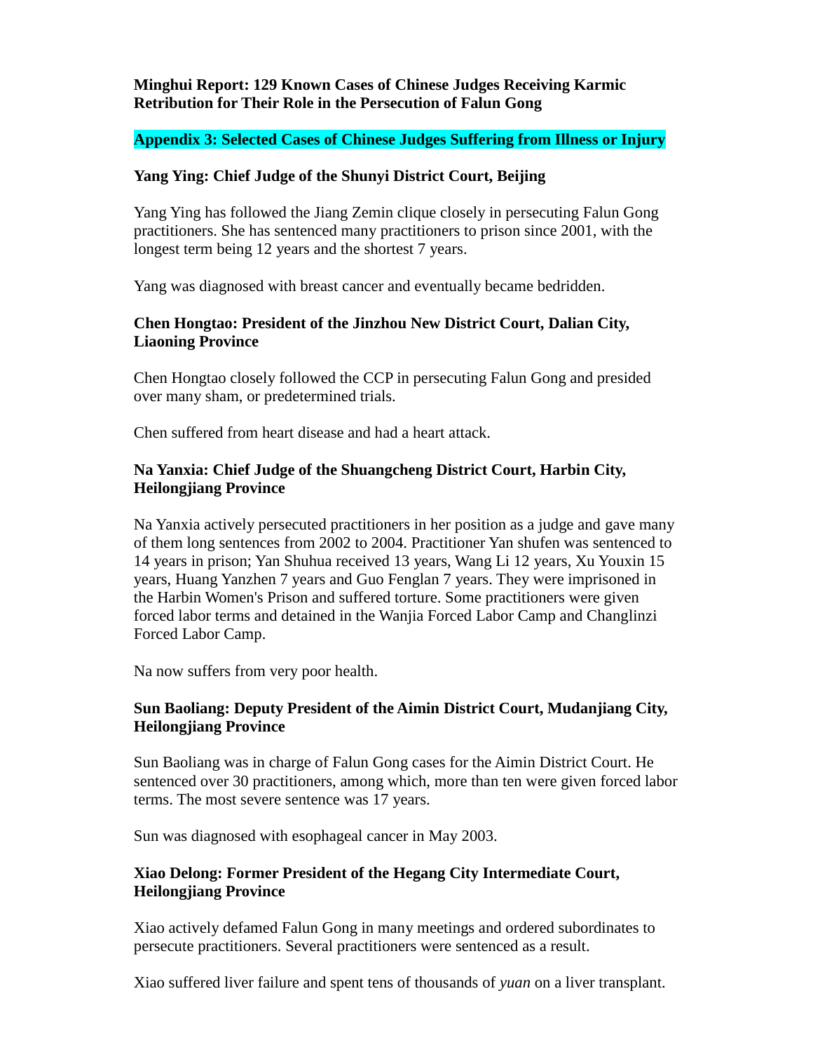**Minghui Report: 129 Known Cases of Chinese Judges Receiving Karmic Retribution for Their Role in the Persecution of Falun Gong**

## Appendix 3: Selected Cases of Chinese Judges Suffering from Illness or Injury

### Yang Ying: Chief Judge of the Shunyi District Court, Beijing

Yang Ying has followed the Jiang Zemin clique closely in persecuting Falun Gong practitioners. She has sentenced many practitioners to prison since 2001, with the longest term being 12 years and the shortest 7 years.

Yang was diagnosed with breast cancer and eventually became bedridden.

### Chen Hongtao: President of the Jinzhou New District Court, Dalian City, Liaoning Province

Chen Hongtao closely followed the CCP in persecuting Falun Gong and presided over many sham, or predetermined trials.

Chen suffered from heart disease and had a heart attack.

### Na Yanxia: Chief Judge of the Shuangcheng District Court, Harbin City, Heilongjiang Province

Na Yanxia actively persecuted practitioners in her position as a judge and gave many of them long sentences from 2002 to 2004. Practitioner Yan shufen was sentenced to 14 years in prison; Yan Shuhua received 13 years, Wang Li 12 years, Xu Youxin 15 years, Huang Yanzhen 7 years and Guo Fenglan 7 years. They were imprisoned in the Harbin Women's Prison and suffered torture. Some practitioners were given forced labor terms and detained in the Wanjia Forced Labor Camp and Changlinzi Forced Labor Camp.

Na now suffers from very poor health.

### Sun Baoliang: Deputy President of the Aimin District Court, Mudanjiang City, Heilongjiang Province

Sun Baoliang was in charge of Falun Gong cases for the Aimin District Court. He sentenced over 30 practitioners, among which, more than ten were given forced labor terms. The most severe sentence was 17 years.

Sun was diagnosed with esophageal cancer in May 2003.

### Xiao Delong: Former President of the Hegang City Intermediate Court, Heilongjiang Province

Xiao actively defamed Falun Gong in many meetings and ordered subordinates to persecute practitioners. Several practitioners were sentenced as a result.

Xiao suffered liver failure and spent tens of thousands of *yuan* on a liver transplant.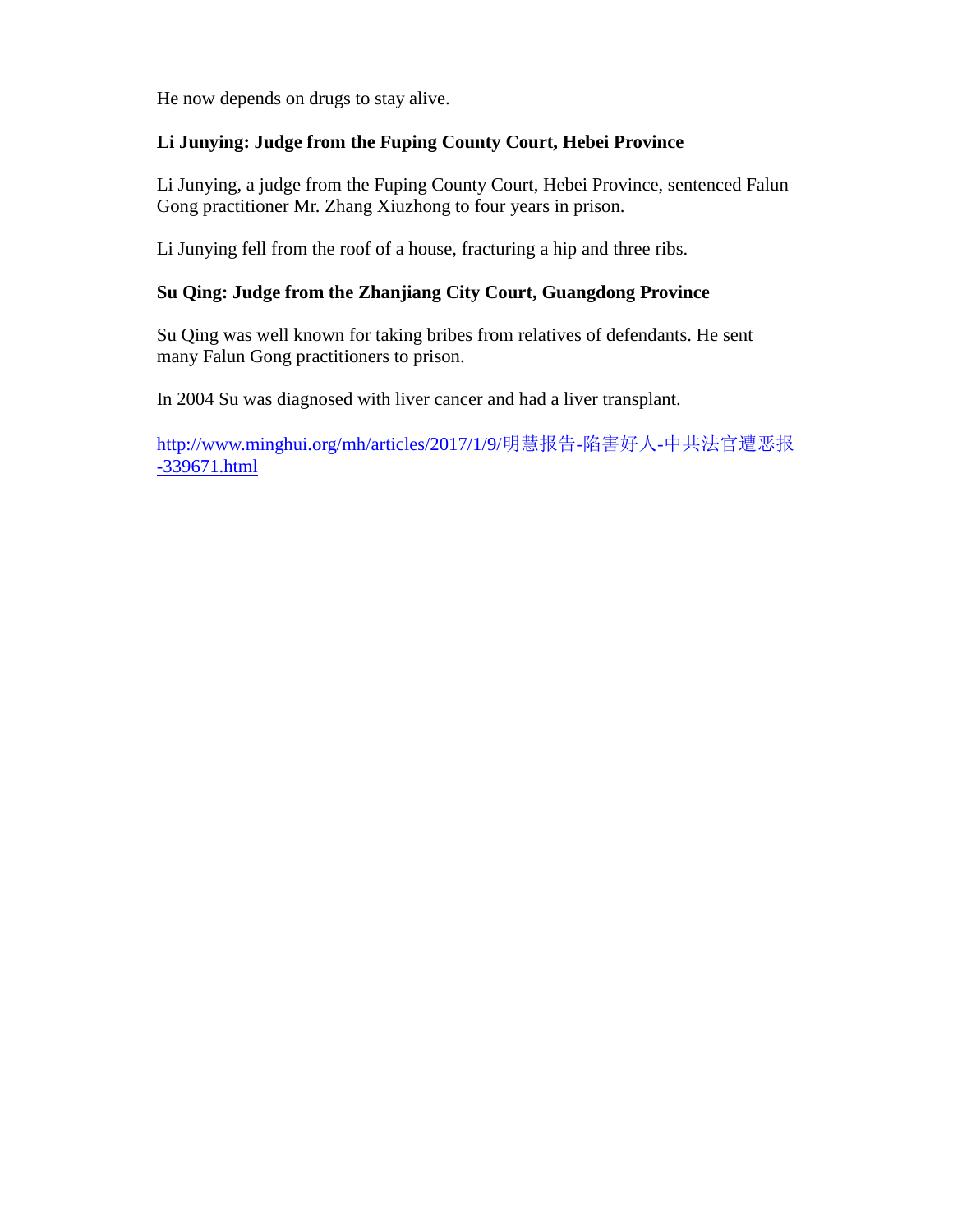He now depends on drugs to stay alive.

**Li Junying: Judge from the Fuping County Court, Hebei Province**

Li Junying, a judge from the Fuping County Court, Hebei Province, sentenced Falun Gong practitioner Mr. Zhang Xiuzhong to four years in prison.

Li Junying fell from the roof of a house, fracturing a hip and three ribs.

**Su Qing: Judge from the Zhanjiang City Court, Guangdong Province**

Su Qing was well known for taking bribes from relatives of defendants. He sent many Falun Gong practitioners to prison.

In 2004 Su was diagnosed with liver cancer and had a liver transplant.

http://www.minghui.org/mh/articles/2017/1/9/明慧报告-陷害好人-中共法官遭恶报-339671.html